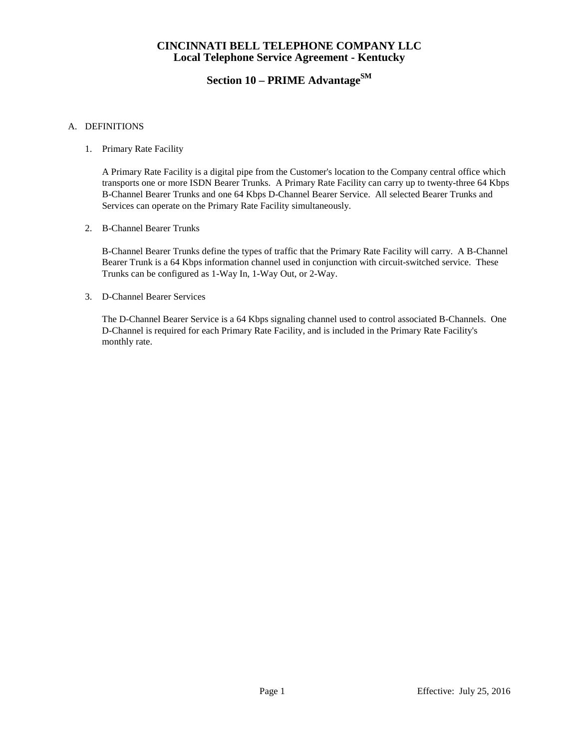# CINCINNATI BELL TELEPHONE COMPANY LLC
## Local Telephone Service Agreement - Kentucky

## Section 10 – PRIME Advantage[SM]

A. DEFINITIONS

1. Primary Rate Facility

   A Primary Rate Facility is a digital pipe from the Customer's location to the Company central office which transports one or more ISDN Bearer Trunks. A Primary Rate Facility can carry up to twenty-three 64 Kbps B-Channel Bearer Trunks and one 64 Kbps D-Channel Bearer Service. All selected Bearer Trunks and Services can operate on the Primary Rate Facility simultaneously.

2. B-Channel Bearer Trunks

   B-Channel Bearer Trunks define the types of traffic that the Primary Rate Facility will carry. A B-Channel Bearer Trunk is a 64 Kbps information channel used in conjunction with circuit-switched service. These Trunks can be configured as 1-Way In, 1-Way Out, or 2-Way.

3. D-Channel Bearer Services

   The D-Channel Bearer Service is a 64 Kbps signaling channel used to control associated B-Channels. One D-Channel is required for each Primary Rate Facility, and is included in the Primary Rate Facility's monthly rate.

Effective: July 25, 2016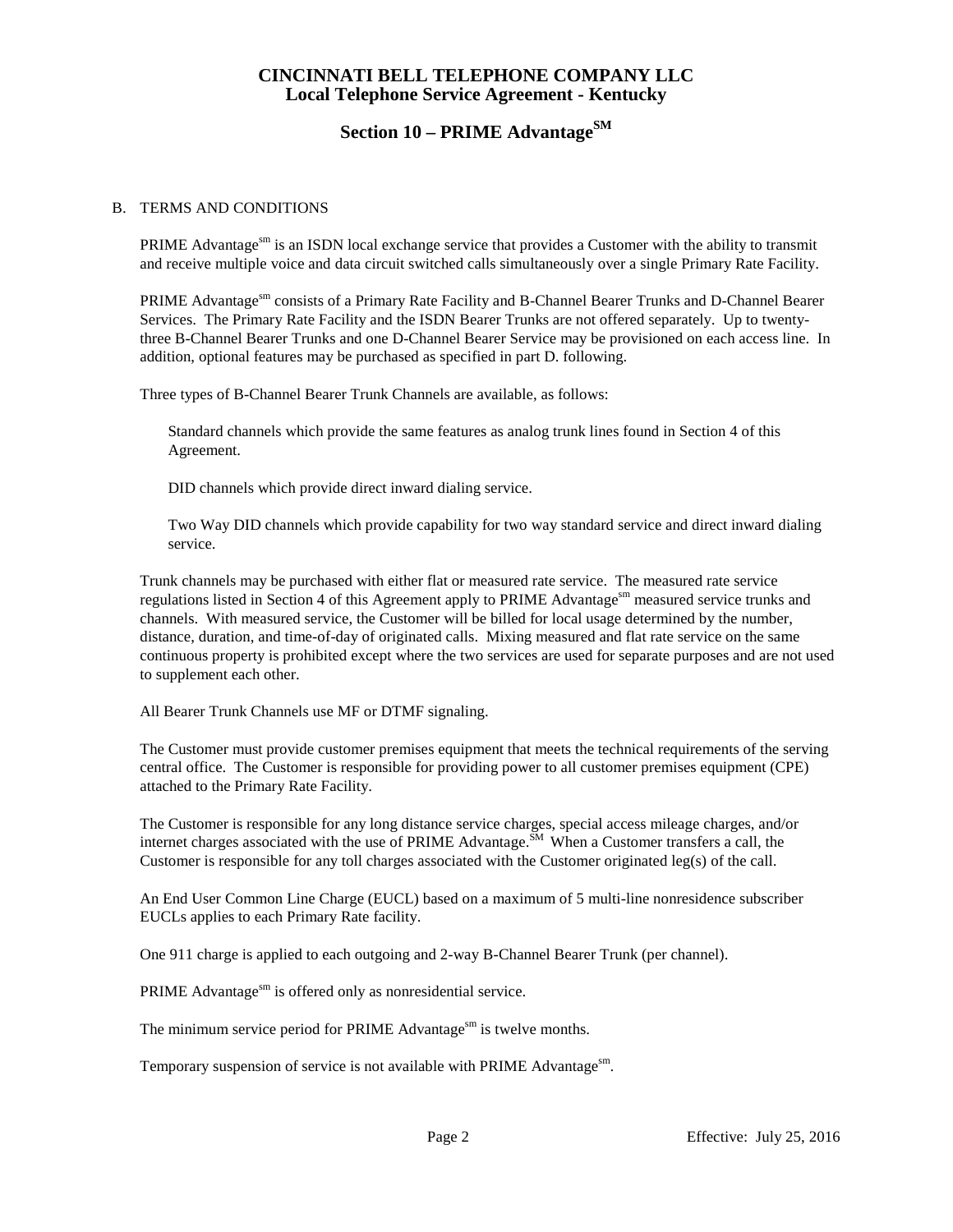# CINCINNATI BELL TELEPHONE COMPANY LLC
## Local Telephone Service Agreement - Kentucky

## Section 10 – PRIME Advantage[SM]

B. TERMS AND CONDITIONS

PRIME Advantage[sm] is an ISDN local exchange service that provides a Customer with the ability to transmit and receive multiple voice and data circuit switched calls simultaneously over a single Primary Rate Facility.

PRIME Advantage[sm] consists of a Primary Rate Facility and B-Channel Bearer Trunks and D-Channel Bearer Services. The Primary Rate Facility and the ISDN Bearer Trunks are not offered separately. Up to twenty-three B-Channel Bearer Trunks and one D-Channel Bearer Service may be provisioned on each access line. In addition, optional features may be purchased as specified in part D. following.

Three types of B-Channel Bearer Trunk Channels are available, as follows:

Standard channels which provide the same features as analog trunk lines found in Section 4 of this Agreement.

DID channels which provide direct inward dialing service.

Two Way DID channels which provide capability for two way standard service and direct inward dialing service.

Trunk channels may be purchased with either flat or measured rate service. The measured rate service regulations listed in Section 4 of this Agreement apply to PRIME Advantage[sm] measured service trunks and channels. With measured service, the Customer will be billed for local usage determined by the number, distance, duration, and time-of-day of originated calls. Mixing measured and flat rate service on the same continuous property is prohibited except where the two services are used for separate purposes and are not used to supplement each other.

All Bearer Trunk Channels use MF or DTMF signaling.

The Customer must provide customer premises equipment that meets the technical requirements of the serving central office. The Customer is responsible for providing power to all customer premises equipment (CPE) attached to the Primary Rate Facility.

The Customer is responsible for any long distance service charges, special access mileage charges, and/or internet charges associated with the use of PRIME Advantage.[SM] When a Customer transfers a call, the Customer is responsible for any toll charges associated with the Customer originated leg(s) of the call.

An End User Common Line Charge (EUCL) based on a maximum of 5 multi-line nonresidence subscriber EUCLs applies to each Primary Rate facility.

One 911 charge is applied to each outgoing and 2-way B-Channel Bearer Trunk (per channel).

PRIME Advantage[sm] is offered only as nonresidential service.

The minimum service period for PRIME Advantage[sm] is twelve months.

Temporary suspension of service is not available with PRIME Advantage[sm].

Effective: July 25, 2016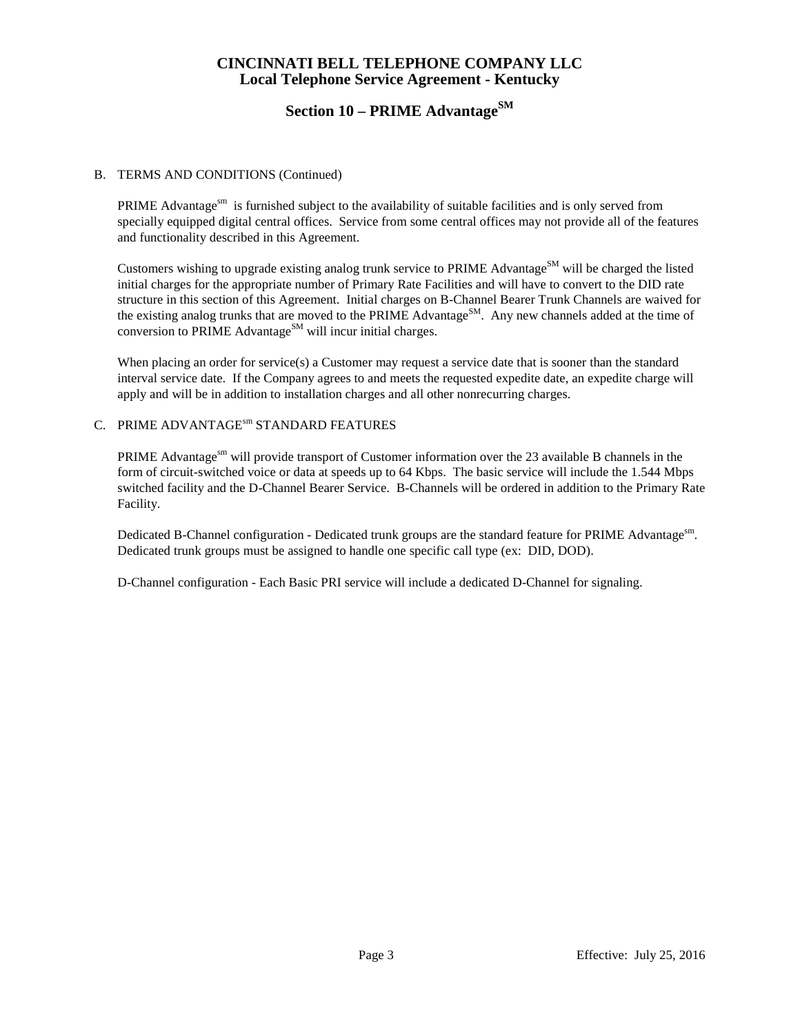# CINCINNATI BELL TELEPHONE COMPANY LLC
## Local Telephone Service Agreement - Kentucky

## Section 10 – PRIME Advantage[SM]

B. TERMS AND CONDITIONS (Continued)

PRIME Advantage[sm] is furnished subject to the availability of suitable facilities and is only served from specially equipped digital central offices. Service from some central offices may not provide all of the features and functionality described in this Agreement.

Customers wishing to upgrade existing analog trunk service to PRIME Advantage[SM] will be charged the listed initial charges for the appropriate number of Primary Rate Facilities and will have to convert to the DID rate structure in this section of this Agreement. Initial charges on B-Channel Bearer Trunk Channels are waived for the existing analog trunks that are moved to the PRIME Advantage[SM]. Any new channels added at the time of conversion to PRIME Advantage[SM] will incur initial charges.

When placing an order for service(s) a Customer may request a service date that is sooner than the standard interval service date. If the Company agrees to and meets the requested expedite date, an expedite charge will apply and will be in addition to installation charges and all other nonrecurring charges.

C. PRIME ADVANTAGE[sm] STANDARD FEATURES

PRIME Advantage[sm] will provide transport of Customer information over the 23 available B channels in the form of circuit-switched voice or data at speeds up to 64 Kbps. The basic service will include the 1.544 Mbps switched facility and the D-Channel Bearer Service. B-Channels will be ordered in addition to the Primary Rate Facility.

Dedicated B-Channel configuration - Dedicated trunk groups are the standard feature for PRIME Advantage[sm]. Dedicated trunk groups must be assigned to handle one specific call type (ex: DID, DOD).

D-Channel configuration - Each Basic PRI service will include a dedicated D-Channel for signaling.

Effective: July 25, 2016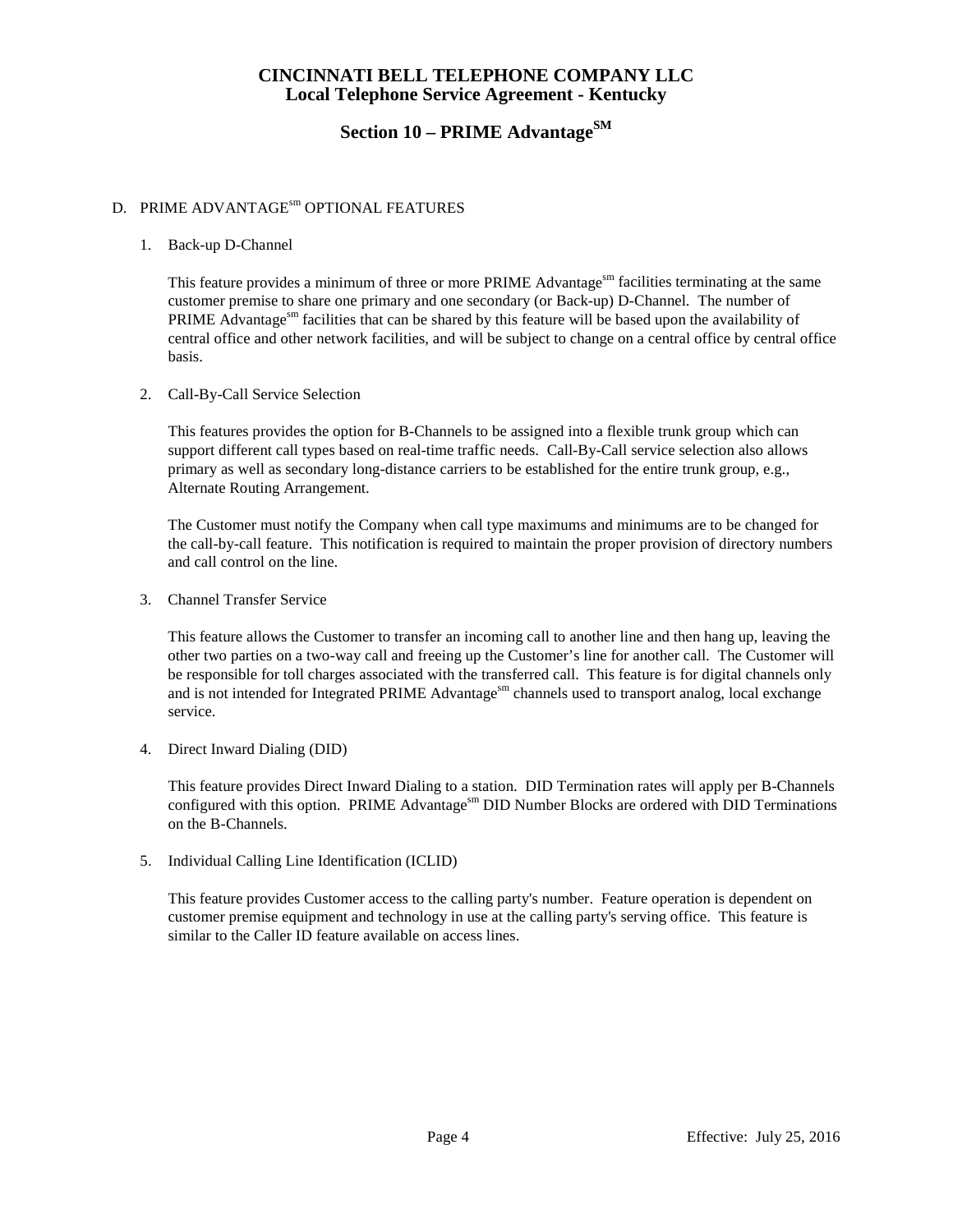# CINCINNATI BELL TELEPHONE COMPANY LLC
## Local Telephone Service Agreement - Kentucky

## Section 10 – PRIME Advantage[SM]

D. PRIME ADVANTAGE[sm] OPTIONAL FEATURES

1. Back-up D-Channel

   This feature provides a minimum of three or more PRIME Advantage[sm] facilities terminating at the same customer premise to share one primary and one secondary (or Back-up) D-Channel. The number of PRIME Advantage[sm] facilities that can be shared by this feature will be based upon the availability of central office and other network facilities, and will be subject to change on a central office by central office basis.

2. Call-By-Call Service Selection

   This features provides the option for B-Channels to be assigned into a flexible trunk group which can support different call types based on real-time traffic needs. Call-By-Call service selection also allows primary as well as secondary long-distance carriers to be established for the entire trunk group, e.g., Alternate Routing Arrangement.

   The Customer must notify the Company when call type maximums and minimums are to be changed for the call-by-call feature. This notification is required to maintain the proper provision of directory numbers and call control on the line.

3. Channel Transfer Service

   This feature allows the Customer to transfer an incoming call to another line and then hang up, leaving the other two parties on a two-way call and freeing up the Customer's line for another call. The Customer will be responsible for toll charges associated with the transferred call. This feature is for digital channels only and is not intended for Integrated PRIME Advantage[sm] channels used to transport analog, local exchange service.

4. Direct Inward Dialing (DID)

   This feature provides Direct Inward Dialing to a station. DID Termination rates will apply per B-Channels configured with this option. PRIME Advantage[sm] DID Number Blocks are ordered with DID Terminations on the B-Channels.

5. Individual Calling Line Identification (ICLID)

   This feature provides Customer access to the calling party's number. Feature operation is dependent on customer premise equipment and technology in use at the calling party's serving office. This feature is similar to the Caller ID feature available on access lines.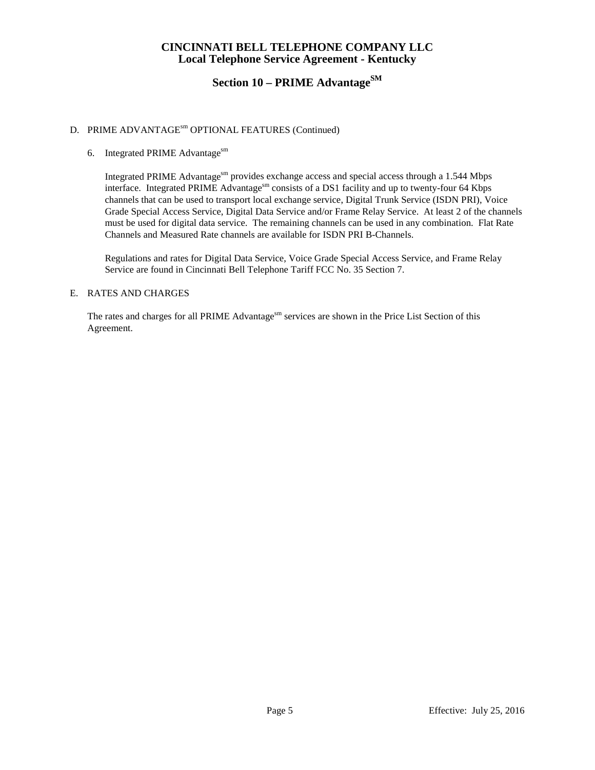# CINCINNATI BELL TELEPHONE COMPANY LLC
## Local Telephone Service Agreement - Kentucky

## Section 10 – PRIME Advantage[SM]

D. PRIME ADVANTAGE[sm] OPTIONAL FEATURES (Continued)

6. Integrated PRIME Advantage[sm]

   Integrated PRIME Advantage[sm] provides exchange access and special access through a 1.544 Mbps interface. Integrated PRIME Advantage[sm] consists of a DS1 facility and up to twenty-four 64 Kbps channels that can be used to transport local exchange service, Digital Trunk Service (ISDN PRI), Voice Grade Special Access Service, Digital Data Service and/or Frame Relay Service. At least 2 of the channels must be used for digital data service. The remaining channels can be used in any combination. Flat Rate Channels and Measured Rate channels are available for ISDN PRI B-Channels.

   Regulations and rates for Digital Data Service, Voice Grade Special Access Service, and Frame Relay Service are found in Cincinnati Bell Telephone Tariff FCC No. 35 Section 7.

E. RATES AND CHARGES

The rates and charges for all PRIME Advantage[sm] services are shown in the Price List Section of this Agreement.

Effective: July 25, 2016